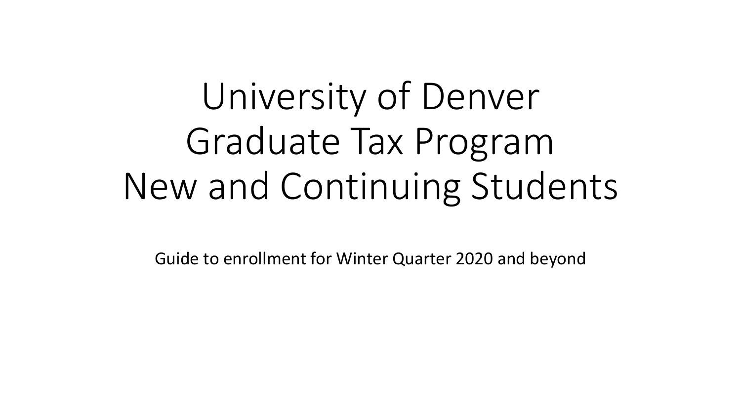# University of Denver Graduate Tax Program New and Continuing Students

Guide to enrollment for Winter Quarter 2020 and beyond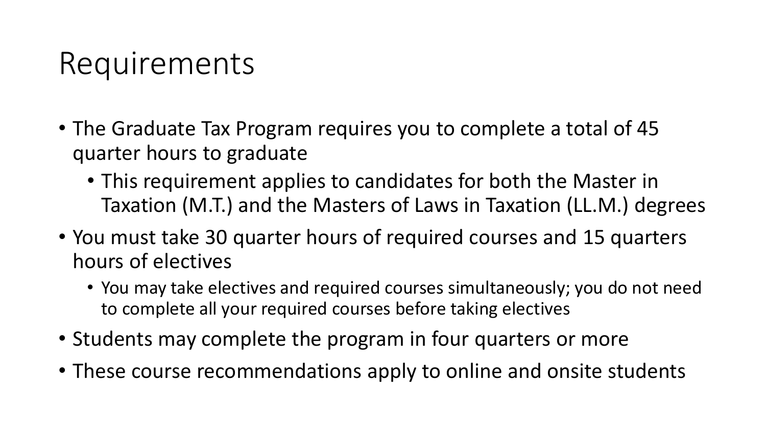# Requirements

- The Graduate Tax Program requires you to complete a total of 45 quarter hours to graduate
  - This requirement applies to candidates for both the Master in Taxation (M.T.) and the Masters of Laws in Taxation (LL.M.) degrees
- You must take 30 quarter hours of required courses and 15 quarters hours of electives
  - You may take electives and required courses simultaneously; you do not need to complete all your required courses before taking electives
- Students may complete the program in four quarters or more
- These course recommendations apply to online and onsite students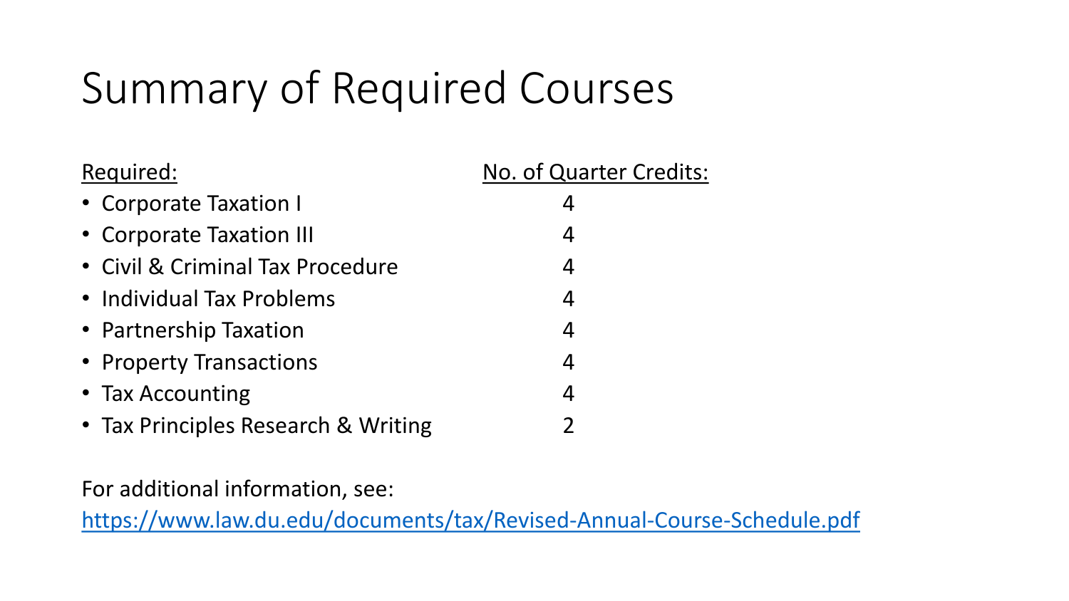# Summary of Required Courses

| Required: | No. of Quarter Credits: |
| --- | --- |
| Corporate Taxation I | 4 |
| Corporate Taxation III | 4 |
| Civil & Criminal Tax Procedure | 4 |
| Individual Tax Problems | 4 |
| Partnership Taxation | 4 |
| Property Transactions | 4 |
| Tax Accounting | 4 |
| Tax Principles Research & Writing | 2 |

For additional information, see:
https://www.law.du.edu/documents/tax/Revised-Annual-Course-Schedule.pdf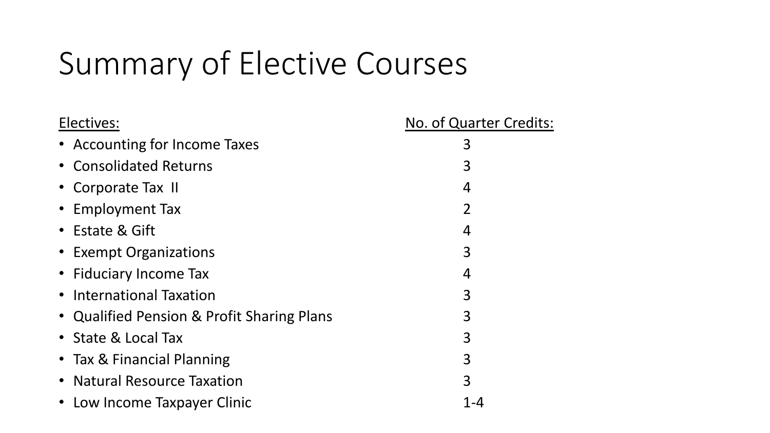# Summary of Elective Courses

| Electives: | No. of Quarter Credits: |
| --- | --- |
| Accounting for Income Taxes | 3 |
| Consolidated Returns | 3 |
| Corporate Tax II | 4 |
| Employment Tax | 2 |
| Estate & Gift | 4 |
| Exempt Organizations | 3 |
| Fiduciary Income Tax | 4 |
| International Taxation | 3 |
| Qualified Pension & Profit Sharing Plans | 3 |
| State & Local Tax | 3 |
| Tax & Financial Planning | 3 |
| Natural Resource Taxation | 3 |
| Low Income Taxpayer Clinic | 1-4 |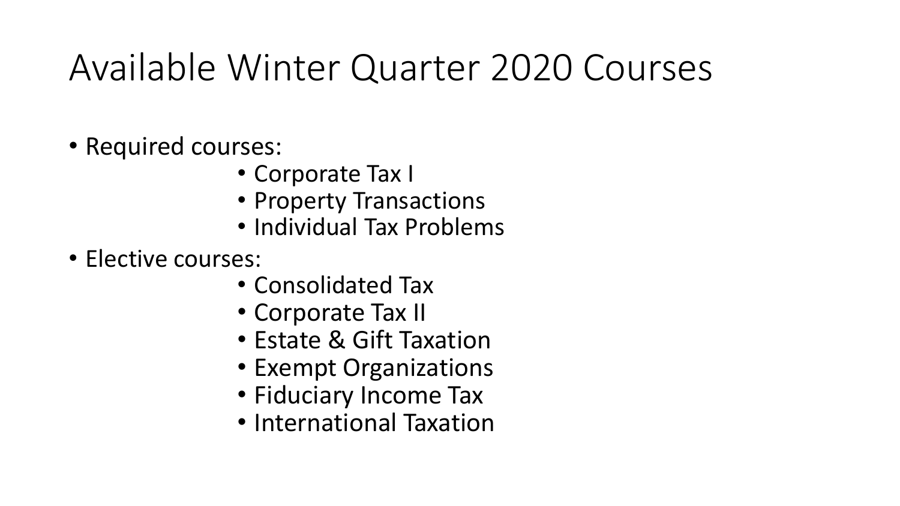# Available Winter Quarter 2020 Courses

- Required courses:
  - Corporate Tax I
  - Property Transactions
  - Individual Tax Problems
- Elective courses:
  - Consolidated Tax
  - Corporate Tax II
  - Estate & Gift Taxation
  - Exempt Organizations
  - Fiduciary Income Tax
  - International Taxation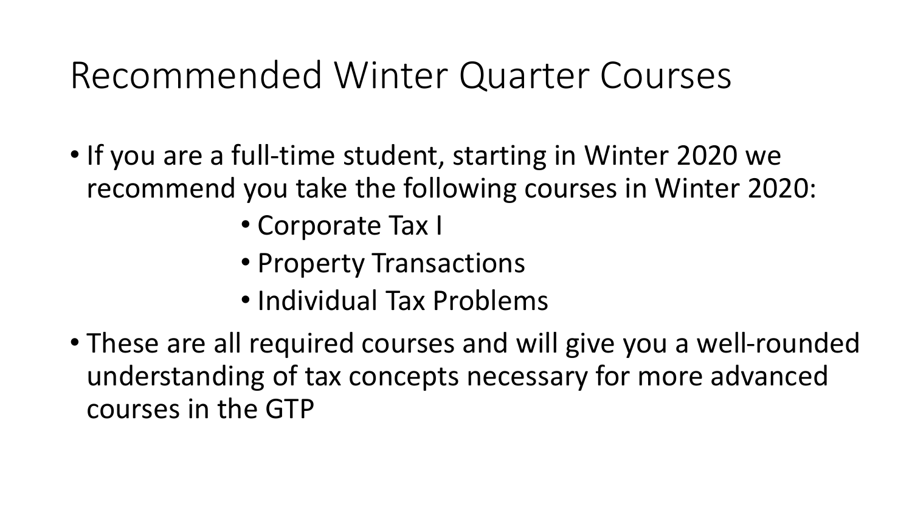# Recommended Winter Quarter Courses

- If you are a full-time student, starting in Winter 2020 we recommend you take the following courses in Winter 2020:
  - Corporate Tax I
  - Property Transactions
  - Individual Tax Problems
- These are all required courses and will give you a well-rounded understanding of tax concepts necessary for more advanced courses in the GTP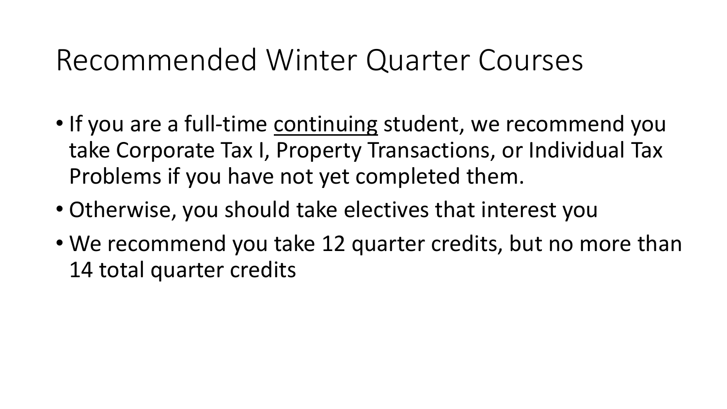# Recommended Winter Quarter Courses

- If you are a full-time <u>continuing</u> student, we recommend you take Corporate Tax I, Property Transactions, or Individual Tax Problems if you have not yet completed them.
- Otherwise, you should take electives that interest you
- We recommend you take 12 quarter credits, but no more than 14 total quarter credits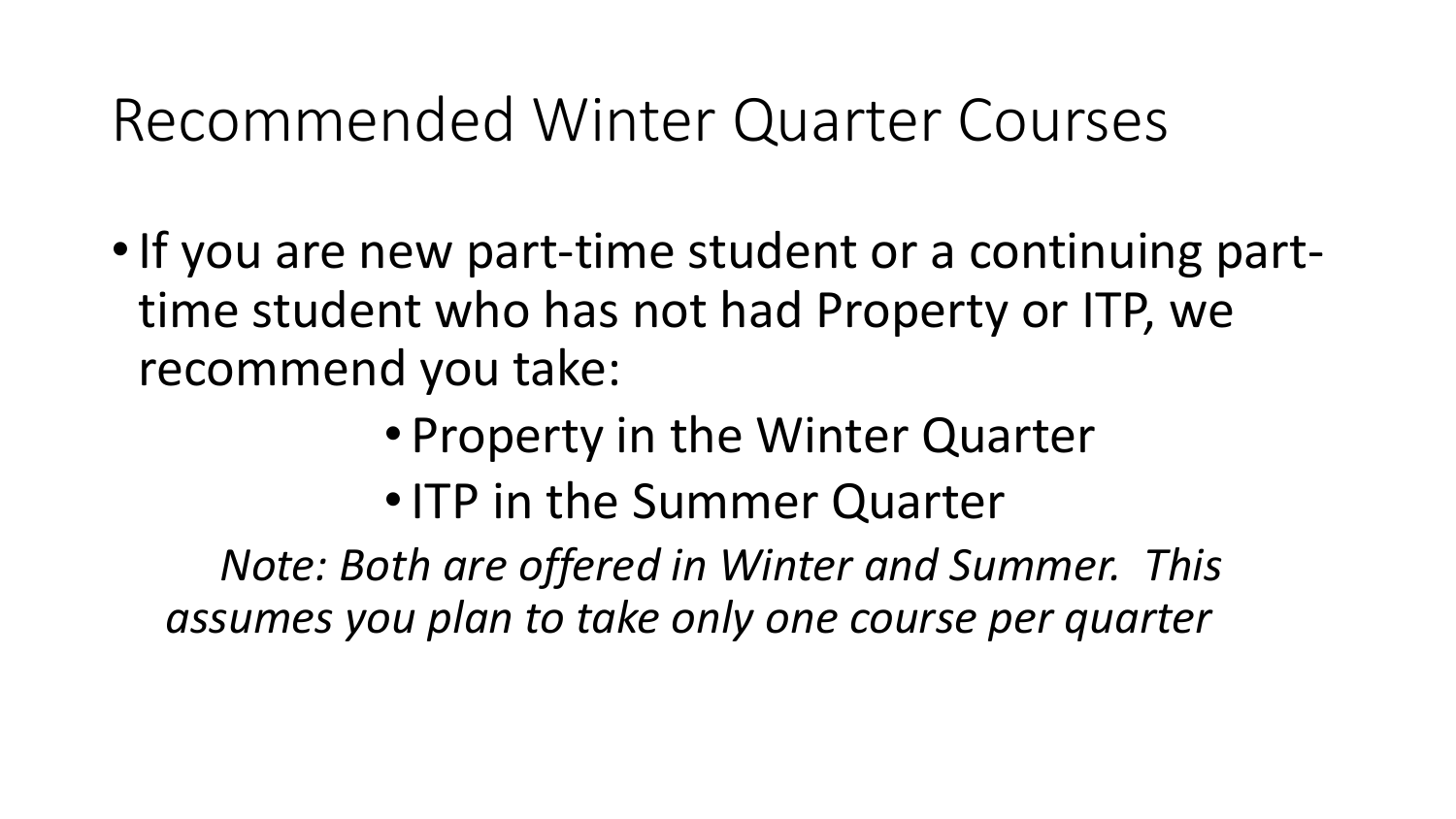# Recommended Winter Quarter Courses

- If you are new part-time student or a continuing part-time student who has not had Property or ITP, we recommend you take:
  - Property in the Winter Quarter
  - ITP in the Summer Quarter

*Note: Both are offered in Winter and Summer. This assumes you plan to take only one course per quarter*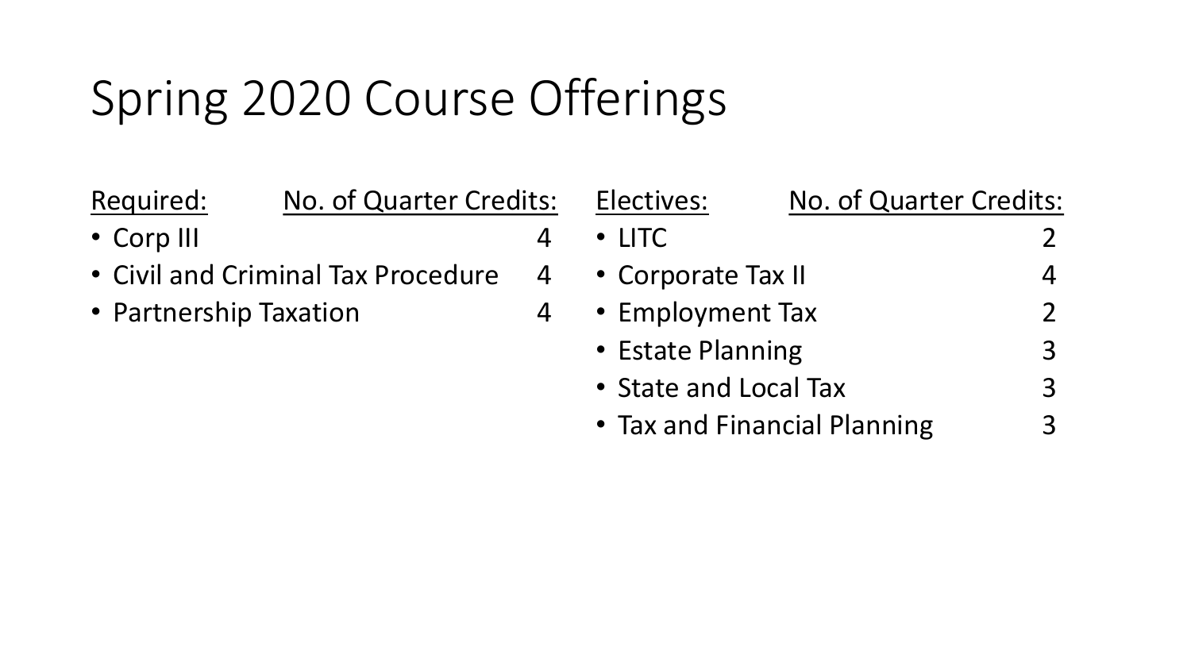# Spring 2020 Course Offerings

| Required: | No. of Quarter Credits: |
| --- | --- |
| Corp III | 4 |
| Civil and Criminal Tax Procedure | 4 |
| Partnership Taxation | 4 |

| Electives: | No. of Quarter Credits: |
| --- | --- |
| LITC | 2 |
| Corporate Tax II | 4 |
| Employment Tax | 2 |
| Estate Planning | 3 |
| State and Local Tax | 3 |
| Tax and Financial Planning | 3 |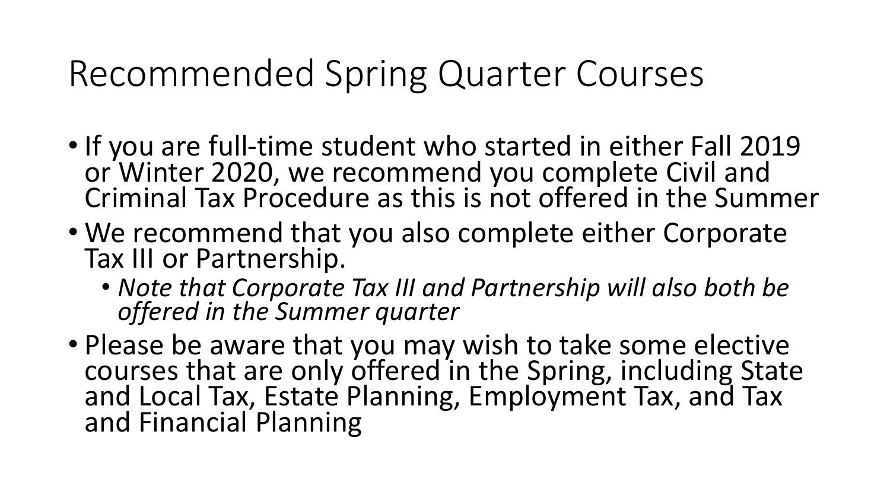# Recommended Spring Quarter Courses

- If you are full-time student who started in either Fall 2019 or Winter 2020, we recommend you complete Civil and Criminal Tax Procedure as this is not offered in the Summer
- We recommend that you also complete either Corporate Tax III or Partnership.
  - *Note that Corporate Tax III and Partnership will also both be offered in the Summer quarter*
- Please be aware that you may wish to take some elective courses that are only offered in the Spring, including State and Local Tax, Estate Planning, Employment Tax, and Tax and Financial Planning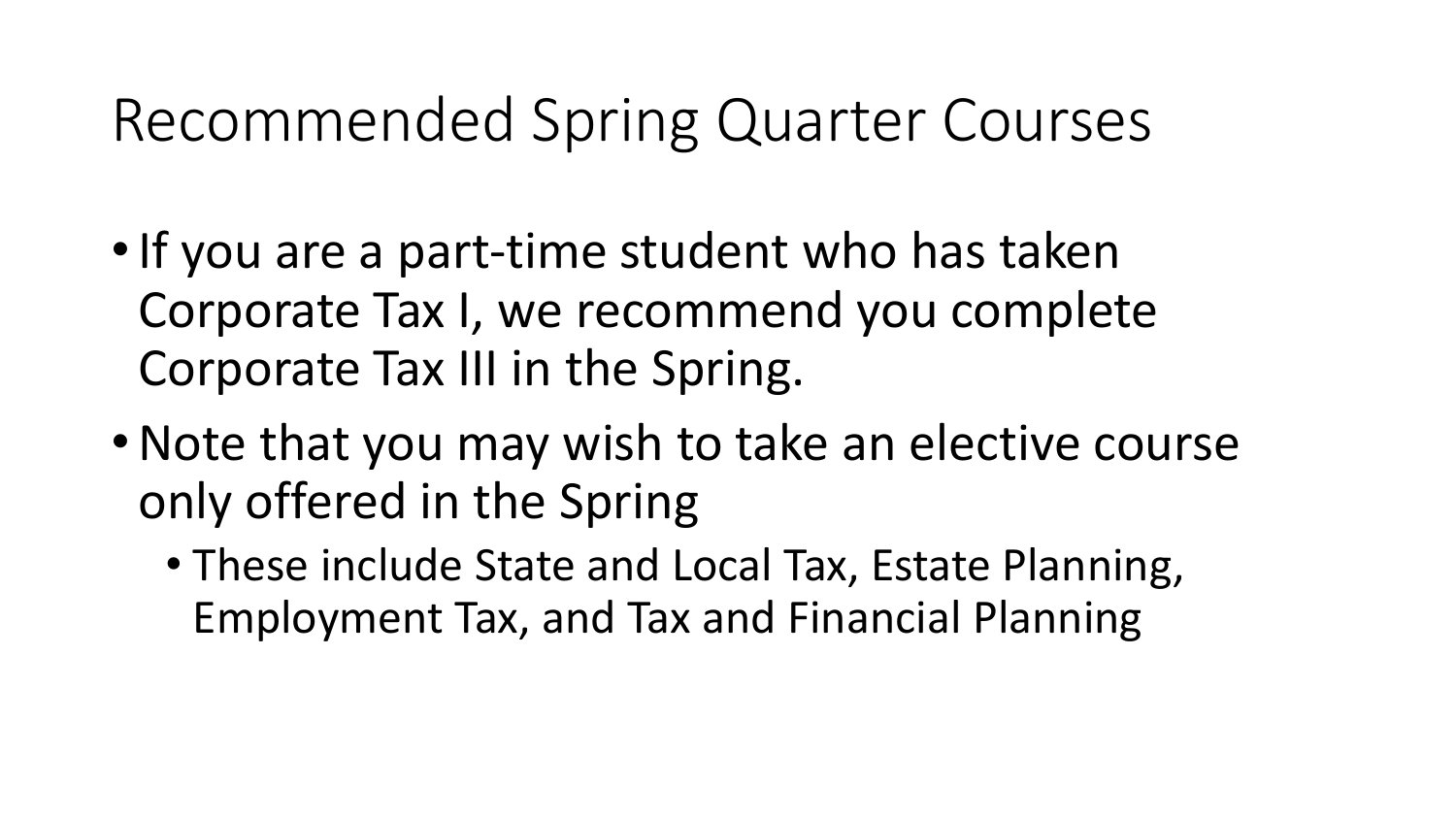# Recommended Spring Quarter Courses

- If you are a part-time student who has taken Corporate Tax I, we recommend you complete Corporate Tax III in the Spring.
- Note that you may wish to take an elective course only offered in the Spring
  - These include State and Local Tax, Estate Planning, Employment Tax, and Tax and Financial Planning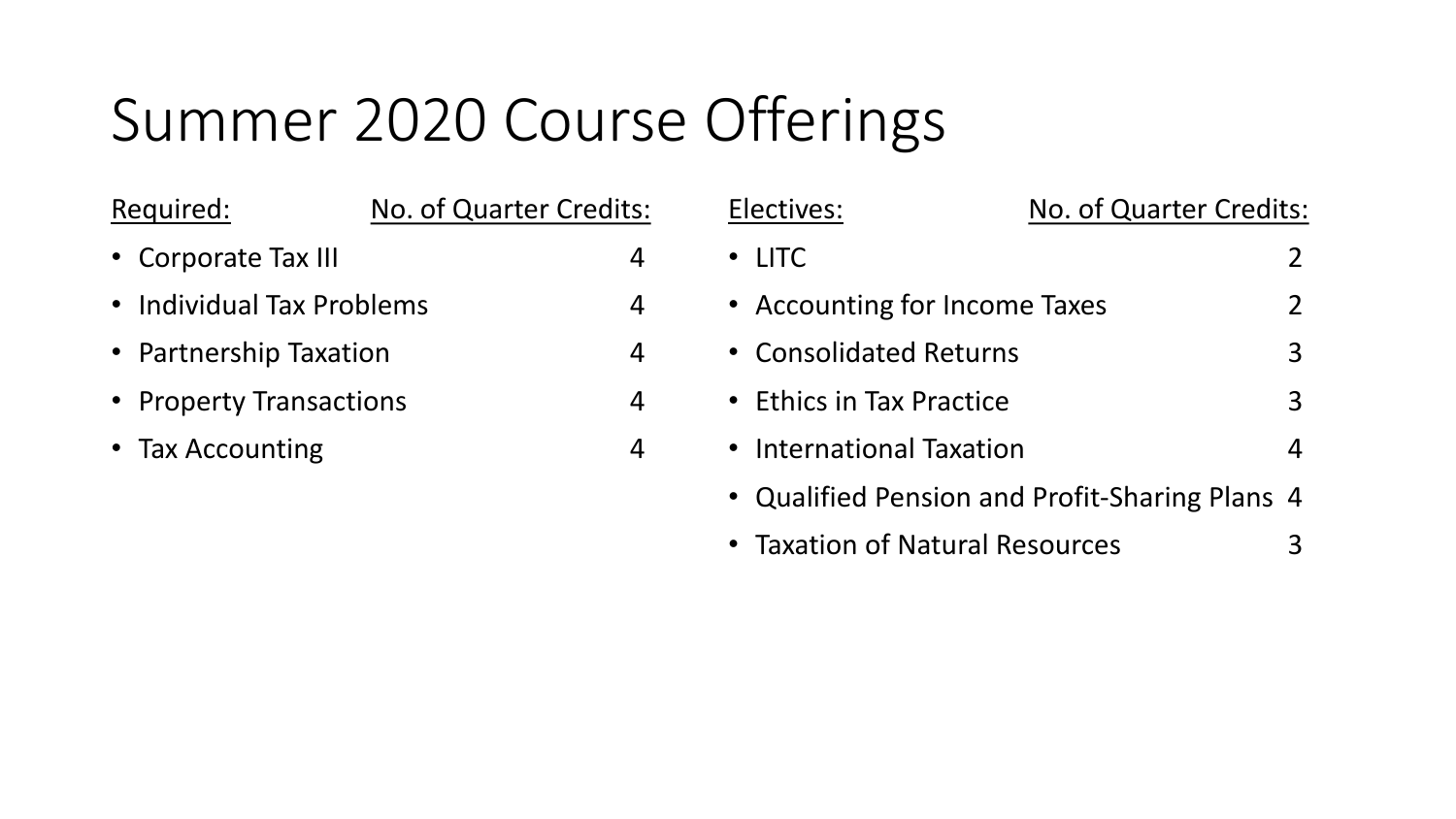# Summer 2020 Course Offerings

| Required: | No. of Quarter Credits: |
|---|---|
| Corporate Tax III | 4 |
| Individual Tax Problems | 4 |
| Partnership Taxation | 4 |
| Property Transactions | 4 |
| Tax Accounting | 4 |

| Electives: | No. of Quarter Credits: |
|---|---|
| LITC | 2 |
| Accounting for Income Taxes | 2 |
| Consolidated Returns | 3 |
| Ethics in Tax Practice | 3 |
| International Taxation | 4 |
| Qualified Pension and Profit-Sharing Plans | 4 |
| Taxation of Natural Resources | 3 |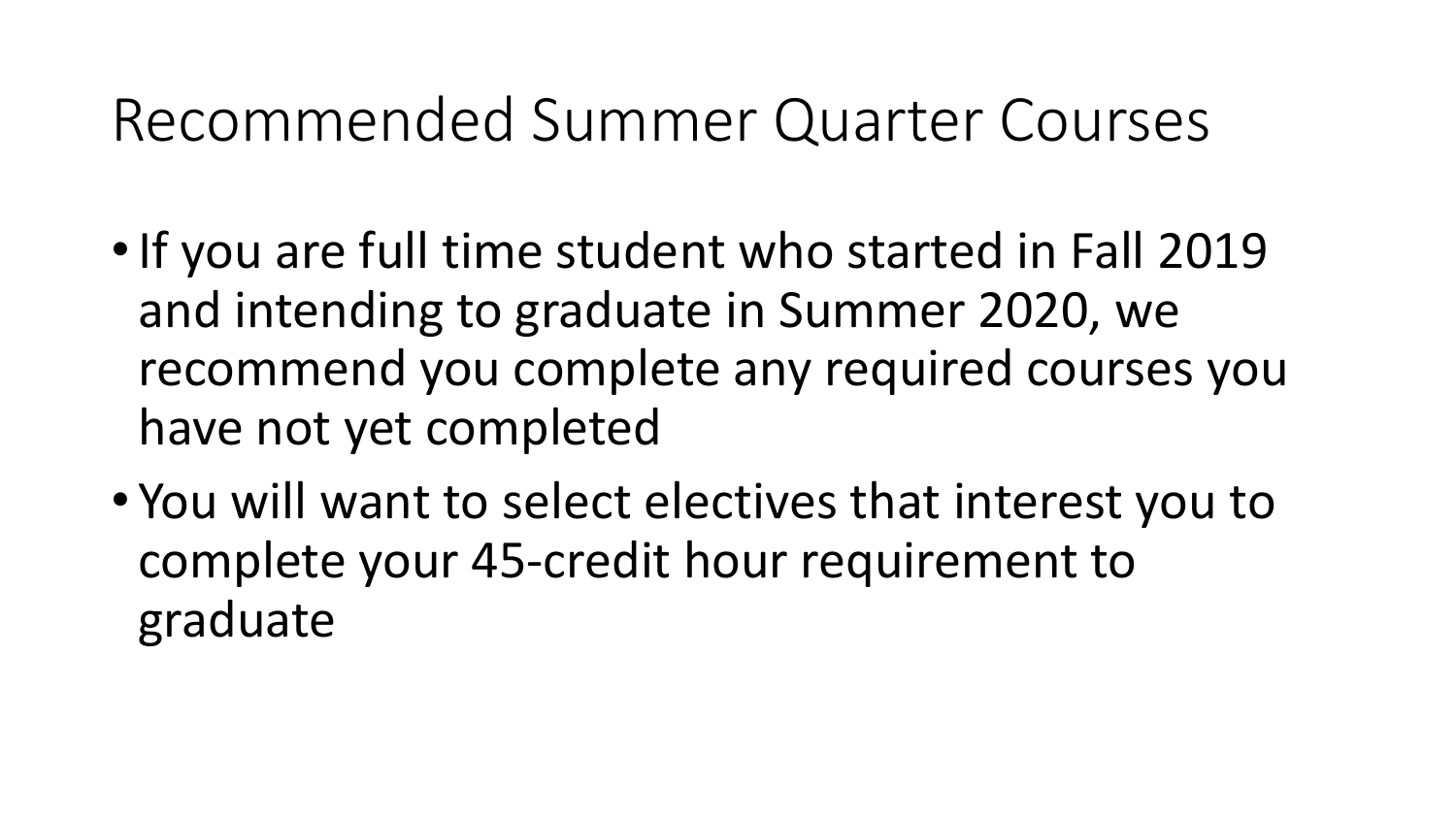# Recommended Summer Quarter Courses

- If you are full time student who started in Fall 2019 and intending to graduate in Summer 2020, we recommend you complete any required courses you have not yet completed
- You will want to select electives that interest you to complete your 45-credit hour requirement to graduate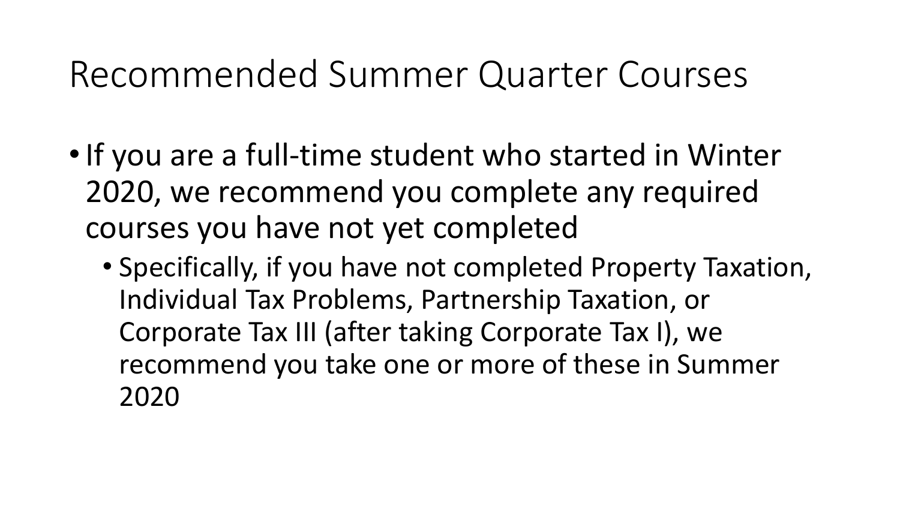# Recommended Summer Quarter Courses

- If you are a full-time student who started in Winter 2020, we recommend you complete any required courses you have not yet completed
  - Specifically, if you have not completed Property Taxation, Individual Tax Problems, Partnership Taxation, or Corporate Tax III (after taking Corporate Tax I), we recommend you take one or more of these in Summer 2020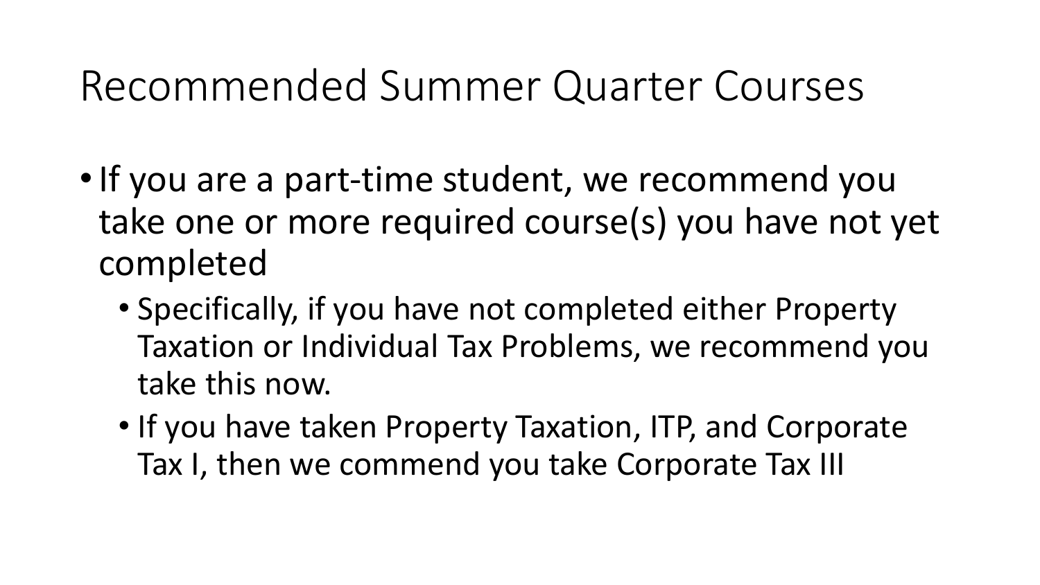# Recommended Summer Quarter Courses

- If you are a part-time student, we recommend you take one or more required course(s) you have not yet completed
  - Specifically, if you have not completed either Property Taxation or Individual Tax Problems, we recommend you take this now.
  - If you have taken Property Taxation, ITP, and Corporate Tax I, then we commend you take Corporate Tax III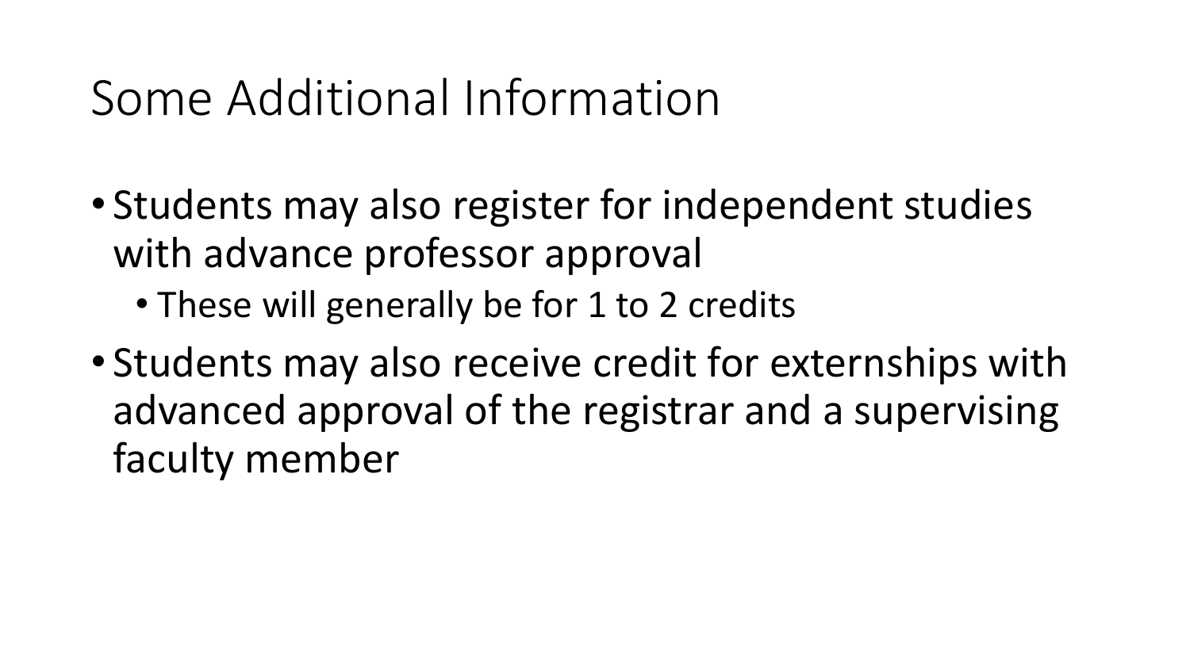# Some Additional Information

- Students may also register for independent studies with advance professor approval
  - These will generally be for 1 to 2 credits
- Students may also receive credit for externships with advanced approval of the registrar and a supervising faculty member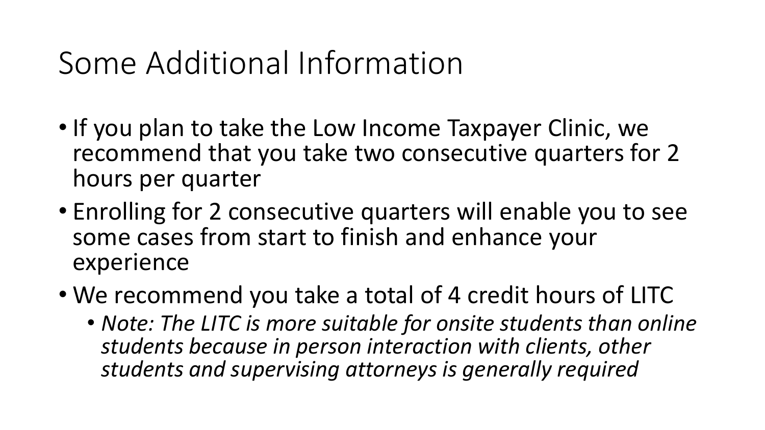# Some Additional Information

- If you plan to take the Low Income Taxpayer Clinic, we recommend that you take two consecutive quarters for 2 hours per quarter
- Enrolling for 2 consecutive quarters will enable you to see some cases from start to finish and enhance your experience
- We recommend you take a total of 4 credit hours of LITC
  - *Note: The LITC is more suitable for onsite students than online students because in person interaction with clients, other students and supervising attorneys is generally required*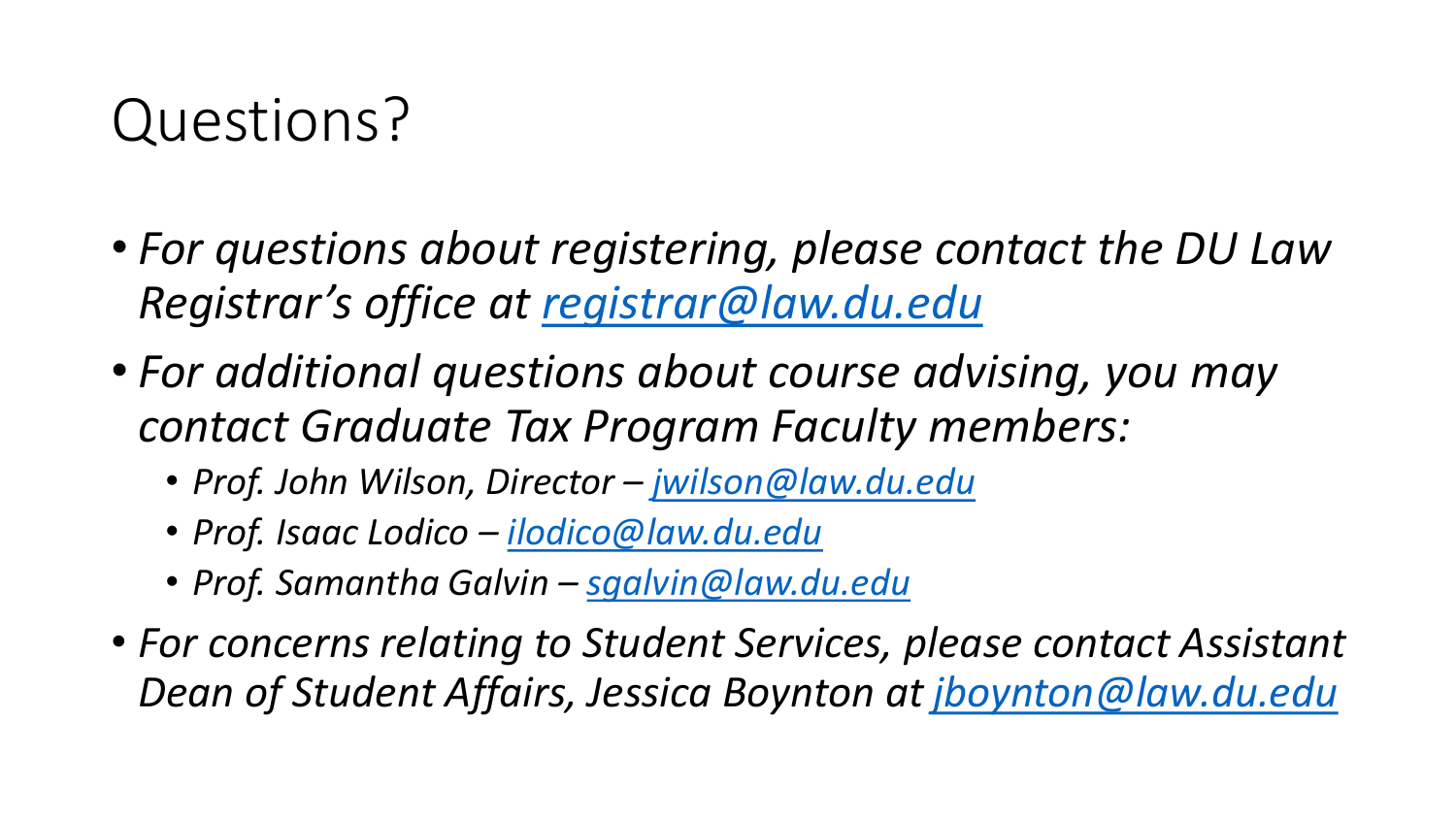# Questions?

- *For questions about registering, please contact the DU Law Registrar's office at registrar@law.du.edu*
- *For additional questions about course advising, you may contact Graduate Tax Program Faculty members:*
  - *Prof. John Wilson, Director – jwilson@law.du.edu*
  - *Prof. Isaac Lodico – ilodico@law.du.edu*
  - *Prof. Samantha Galvin – sgalvin@law.du.edu*
- *For concerns relating to Student Services, please contact Assistant Dean of Student Affairs, Jessica Boynton at jboynton@law.du.edu*